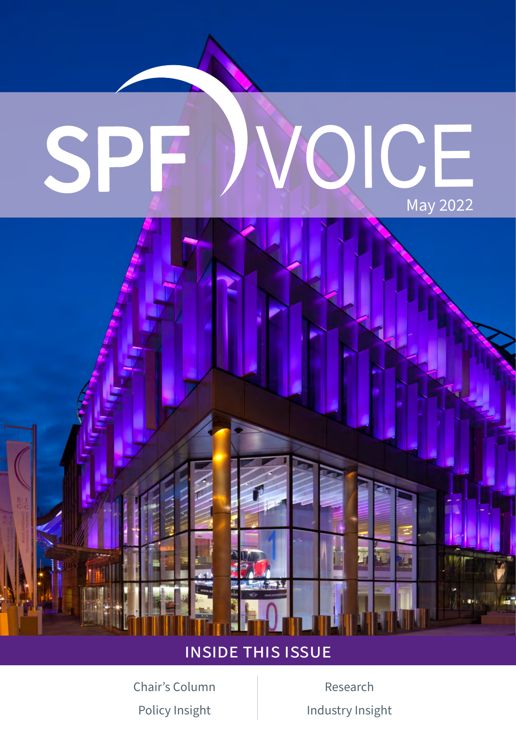# SPF VOICE

May 2022

## INSIDE THIS ISSUE

Chair's Column

Policy Insight

Research

Industry Insight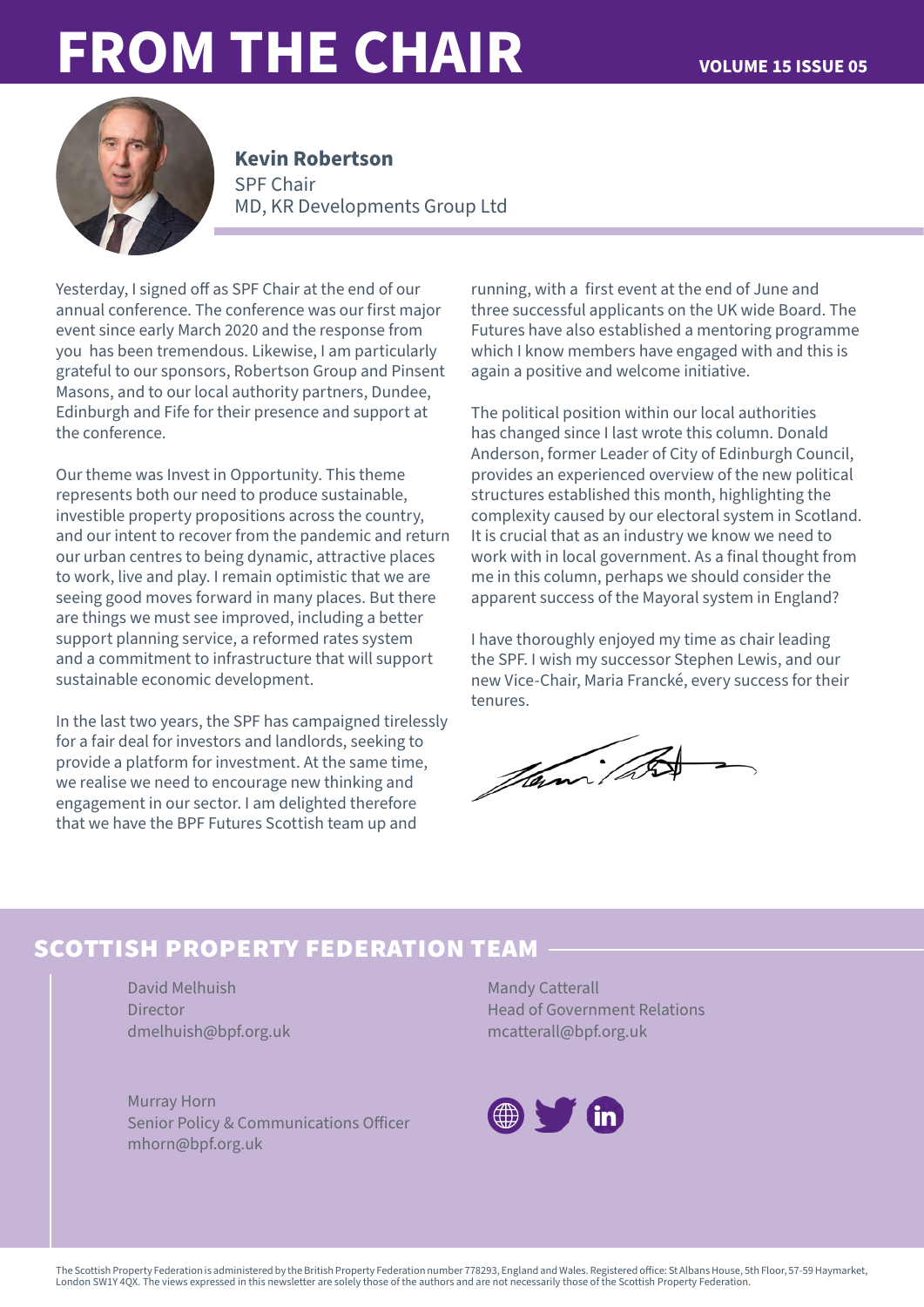# FROM THE CHAIR

**Kevin Robertson**
SPF Chair
MD, KR Developments Group Ltd

Yesterday, I signed off as SPF Chair at the end of our annual conference. The conference was our first major event since early March 2020 and the response from you has been tremendous. Likewise, I am particularly grateful to our sponsors, Robertson Group and Pinsent Masons, and to our local authority partners, Dundee, Edinburgh and Fife for their presence and support at the conference.

Our theme was Invest in Opportunity. This theme represents both our need to produce sustainable, investible property propositions across the country, and our intent to recover from the pandemic and return our urban centres to being dynamic, attractive places to work, live and play. I remain optimistic that we are seeing good moves forward in many places. But there are things we must see improved, including a better support planning service, a reformed rates system and a commitment to infrastructure that will support sustainable economic development.

In the last two years, the SPF has campaigned tirelessly for a fair deal for investors and landlords, seeking to provide a platform for investment. At the same time, we realise we need to encourage new thinking and engagement in our sector. I am delighted therefore that we have the BPF Futures Scottish team up and running, with a first event at the end of June and three successful applicants on the UK wide Board. The Futures have also established a mentoring programme which I know members have engaged with and this is again a positive and welcome initiative.

The political position within our local authorities has changed since I last wrote this column. Donald Anderson, former Leader of City of Edinburgh Council, provides an experienced overview of the new political structures established this month, highlighting the complexity caused by our electoral system in Scotland. It is crucial that as an industry we know we need to work with in local government. As a final thought from me in this column, perhaps we should consider the apparent success of the Mayoral system in England?

I have thoroughly enjoyed my time as chair leading the SPF. I wish my successor Stephen Lewis, and our new Vice-Chair, Maria Francké, every success for their tenures.

## SCOTTISH PROPERTY FEDERATION TEAM

David Melhuish
Director
dmelhuish@bpf.org.uk

Mandy Catterall
Head of Government Relations
mcatterall@bpf.org.uk

Murray Horn
Senior Policy & Communications Officer
mhorn@bpf.org.uk

The Scottish Property Federation is administered by the British Property Federation number 778293, England and Wales. Registered office: St Albans House, 5th Floor, 57-59 Haymarket, London SW1Y 4QX. The views expressed in this newsletter are solely those of the authors and are not necessarily those of the Scottish Property Federation.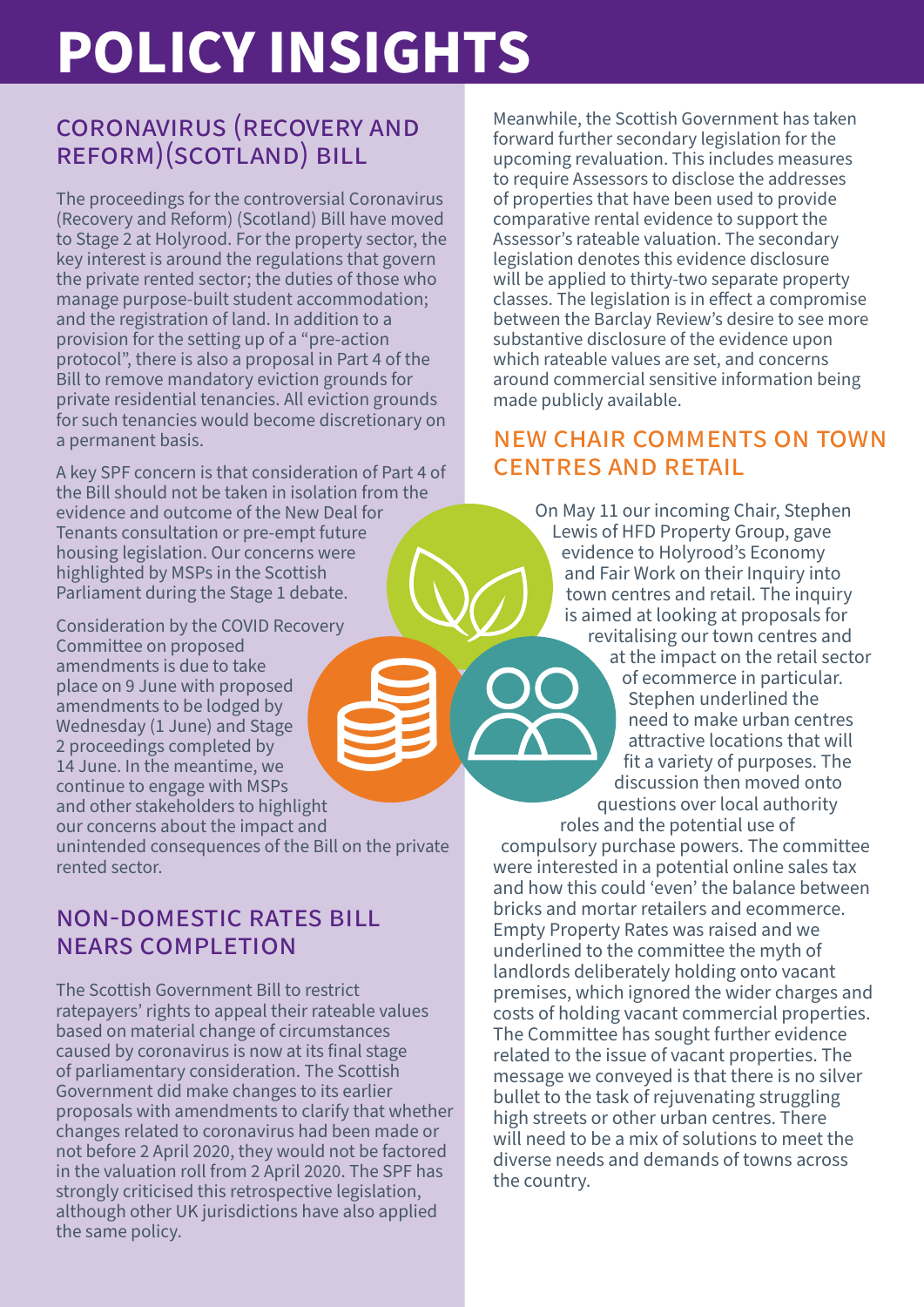# POLICY INSIGHTS

## CORONAVIRUS (RECOVERY AND REFORM)(SCOTLAND) BILL

The proceedings for the controversial Coronavirus (Recovery and Reform) (Scotland) Bill have moved to Stage 2 at Holyrood. For the property sector, the key interest is around the regulations that govern the private rented sector; the duties of those who manage purpose-built student accommodation; and the registration of land. In addition to a provision for the setting up of a "pre-action protocol", there is also a proposal in Part 4 of the Bill to remove mandatory eviction grounds for private residential tenancies. All eviction grounds for such tenancies would become discretionary on a permanent basis.

A key SPF concern is that consideration of Part 4 of the Bill should not be taken in isolation from the evidence and outcome of the New Deal for Tenants consultation or pre-empt future housing legislation. Our concerns were highlighted by MSPs in the Scottish Parliament during the Stage 1 debate.

Consideration by the COVID Recovery Committee on proposed amendments is due to take place on 9 June with proposed amendments to be lodged by Wednesday (1 June) and Stage 2 proceedings completed by 14 June. In the meantime, we continue to engage with MSPs and other stakeholders to highlight our concerns about the impact and unintended consequences of the Bill on the private rented sector.

## NON-DOMESTIC RATES BILL NEARS COMPLETION

The Scottish Government Bill to restrict ratepayers' rights to appeal their rateable values based on material change of circumstances caused by coronavirus is now at its final stage of parliamentary consideration. The Scottish Government did make changes to its earlier proposals with amendments to clarify that whether changes related to coronavirus had been made or not before 2 April 2020, they would not be factored in the valuation roll from 2 April 2020. The SPF has strongly criticised this retrospective legislation, although other UK jurisdictions have also applied the same policy.

Meanwhile, the Scottish Government has taken forward further secondary legislation for the upcoming revaluation. This includes measures to require Assessors to disclose the addresses of properties that have been used to provide comparative rental evidence to support the Assessor's rateable valuation. The secondary legislation denotes this evidence disclosure will be applied to thirty-two separate property classes. The legislation is in effect a compromise between the Barclay Review's desire to see more substantive disclosure of the evidence upon which rateable values are set, and concerns around commercial sensitive information being made publicly available.

## NEW CHAIR COMMENTS ON TOWN CENTRES AND RETAIL

On May 11 our incoming Chair, Stephen Lewis of HFD Property Group, gave evidence to Holyrood's Economy and Fair Work on their Inquiry into town centres and retail. The inquiry is aimed at looking at proposals for revitalising our town centres and at the impact on the retail sector of ecommerce in particular. Stephen underlined the need to make urban centres attractive locations that will fit a variety of purposes. The discussion then moved onto questions over local authority roles and the potential use of compulsory purchase powers. The committee were interested in a potential online sales tax and how this could 'even' the balance between bricks and mortar retailers and ecommerce. Empty Property Rates was raised and we underlined to the committee the myth of landlords deliberately holding onto vacant premises, which ignored the wider charges and costs of holding vacant commercial properties. The Committee has sought further evidence related to the issue of vacant properties. The message we conveyed is that there is no silver bullet to the task of rejuvenating struggling high streets or other urban centres. There will need to be a mix of solutions to meet the diverse needs and demands of towns across the country.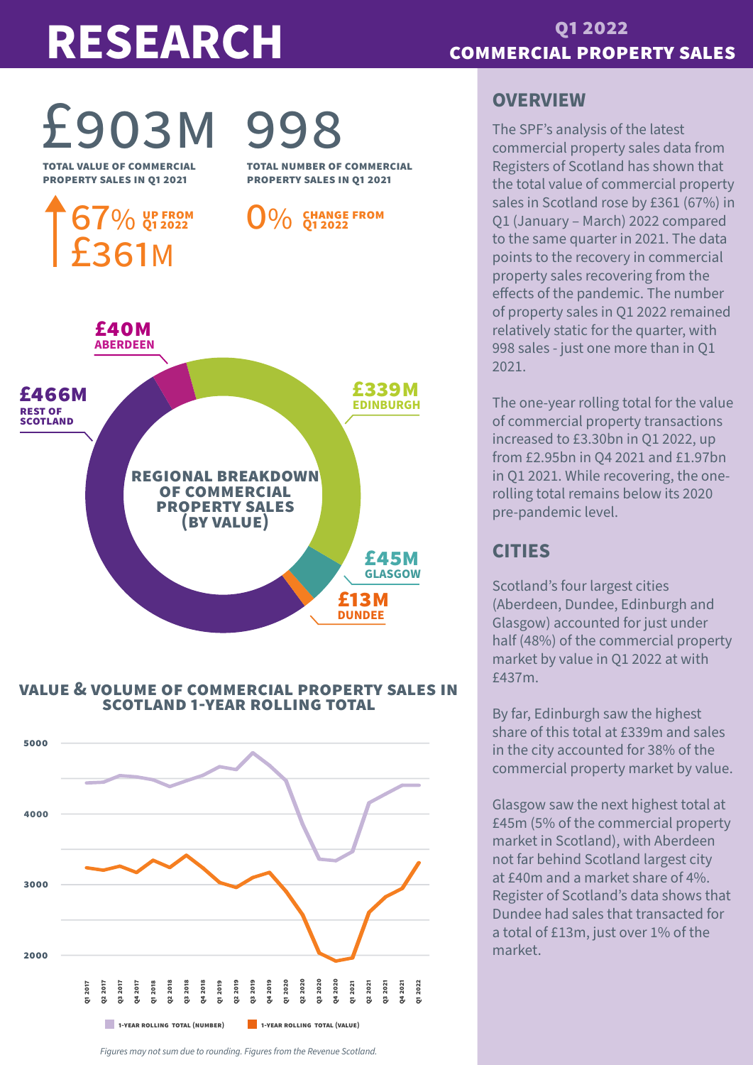# RESEARCH

## Q1 2022 COMMERCIAL PROPERTY SALES

**£903M**
TOTAL VALUE OF COMMERCIAL PROPERTY SALES IN Q1 2021

**67%** UP FROM Q1 2022
**£361M**

**998**
TOTAL NUMBER OF COMMERCIAL PROPERTY SALES IN Q1 2021

**0%** CHANGE FROM Q1 2022

### REGIONAL BREAKDOWN OF COMMERCIAL PROPERTY SALES (BY VALUE)

- £40M ABERDEEN
- £339M EDINBURGH
- £45M GLASGOW
- £13M DUNDEE
- £466M REST OF SCOTLAND

### VALUE & VOLUME OF COMMERCIAL PROPERTY SALES IN SCOTLAND 1-YEAR ROLLING TOTAL

1-YEAR ROLLING TOTAL (NUMBER) — 1-YEAR ROLLING TOTAL (VALUE)

*Figures may not sum due to rounding. Figures from the Revenue Scotland.*

## OVERVIEW

The SPF's analysis of the latest commercial property sales data from Registers of Scotland has shown that the total value of commercial property sales in Scotland rose by £361 (67%) in Q1 (January – March) 2022 compared to the same quarter in 2021. The data points to the recovery in commercial property sales recovering from the effects of the pandemic. The number of property sales in Q1 2022 remained relatively static for the quarter, with 998 sales - just one more than in Q1 2021.

The one-year rolling total for the value of commercial property transactions increased to £3.30bn in Q1 2022, up from £2.95bn in Q4 2021 and £1.97bn in Q1 2021. While recovering, the one-rolling total remains below its 2020 pre-pandemic level.

## CITIES

Scotland's four largest cities (Aberdeen, Dundee, Edinburgh and Glasgow) accounted for just under half (48%) of the commercial property market by value in Q1 2022 at with £437m.

By far, Edinburgh saw the highest share of this total at £339m and sales in the city accounted for 38% of the commercial property market by value.

Glasgow saw the next highest total at £45m (5% of the commercial property market in Scotland), with Aberdeen not far behind Scotland largest city at £40m and a market share of 4%. Register of Scotland's data shows that Dundee had sales that transacted for a total of £13m, just over 1% of the market.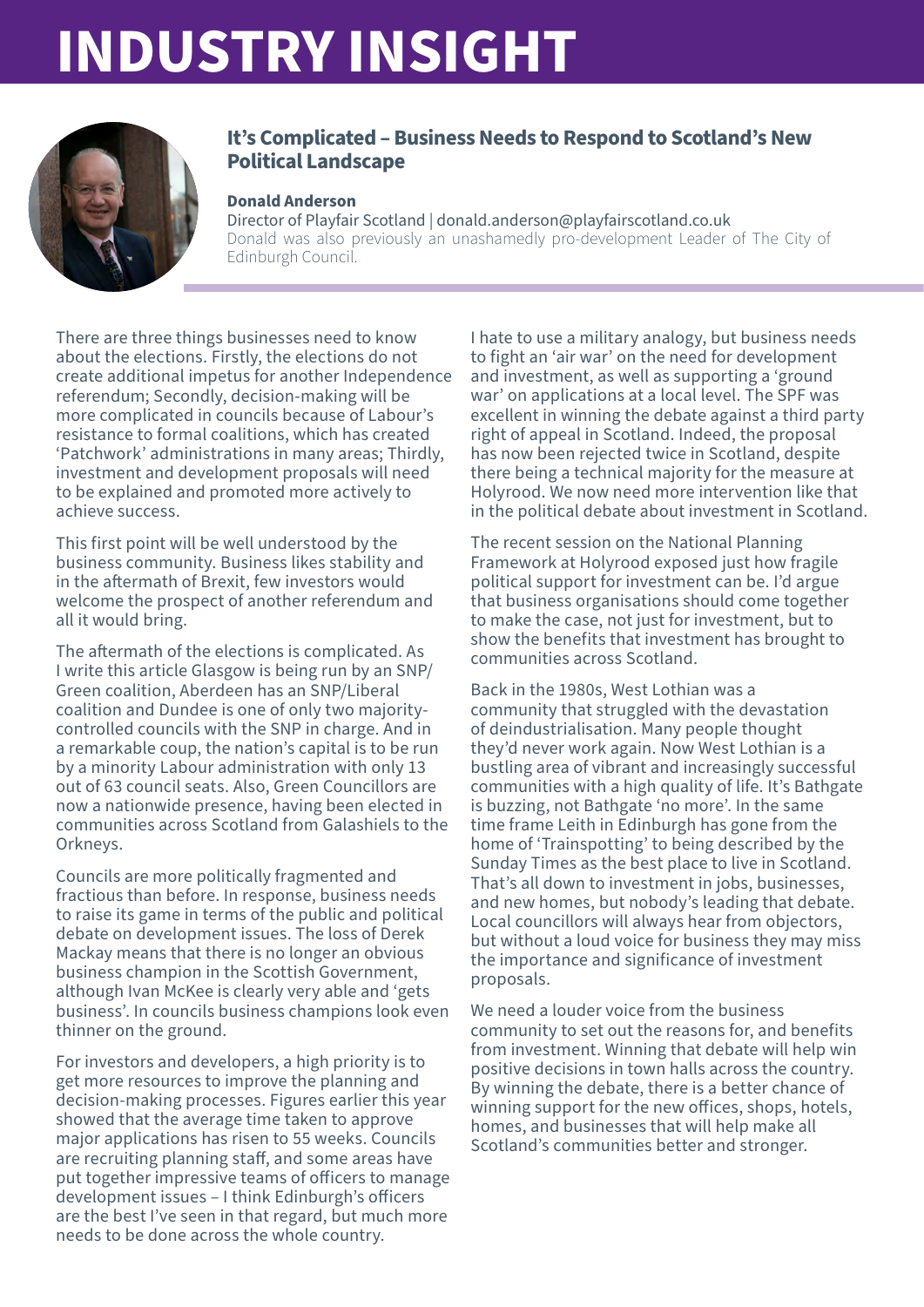# INDUSTRY INSIGHT

## It's Complicated – Business Needs to Respond to Scotland's New Political Landscape

**Donald Anderson**

Director of Playfair Scotland | donald.anderson@playfairscotland.co.uk

Donald was also previously an unashamedly pro-development Leader of The City of Edinburgh Council.

There are three things businesses need to know about the elections. Firstly, the elections do not create additional impetus for another Independence referendum; Secondly, decision-making will be more complicated in councils because of Labour's resistance to formal coalitions, which has created 'Patchwork' administrations in many areas; Thirdly, investment and development proposals will need to be explained and promoted more actively to achieve success.

This first point will be well understood by the business community. Business likes stability and in the aftermath of Brexit, few investors would welcome the prospect of another referendum and all it would bring.

The aftermath of the elections is complicated. As I write this article Glasgow is being run by an SNP/Green coalition, Aberdeen has an SNP/Liberal coalition and Dundee is one of only two majority-controlled councils with the SNP in charge. And in a remarkable coup, the nation's capital is to be run by a minority Labour administration with only 13 out of 63 council seats. Also, Green Councillors are now a nationwide presence, having been elected in communities across Scotland from Galashiels to the Orkneys.

Councils are more politically fragmented and fractious than before. In response, business needs to raise its game in terms of the public and political debate on development issues. The loss of Derek Mackay means that there is no longer an obvious business champion in the Scottish Government, although Ivan McKee is clearly very able and 'gets business'. In councils business champions look even thinner on the ground.

For investors and developers, a high priority is to get more resources to improve the planning and decision-making processes. Figures earlier this year showed that the average time taken to approve major applications has risen to 55 weeks. Councils are recruiting planning staff, and some areas have put together impressive teams of officers to manage development issues – I think Edinburgh's officers are the best I've seen in that regard, but much more needs to be done across the whole country.

I hate to use a military analogy, but business needs to fight an 'air war' on the need for development and investment, as well as supporting a 'ground war' on applications at a local level. The SPF was excellent in winning the debate against a third party right of appeal in Scotland. Indeed, the proposal has now been rejected twice in Scotland, despite there being a technical majority for the measure at Holyrood. We now need more intervention like that in the political debate about investment in Scotland.

The recent session on the National Planning Framework at Holyrood exposed just how fragile political support for investment can be. I'd argue that business organisations should come together to make the case, not just for investment, but to show the benefits that investment has brought to communities across Scotland.

Back in the 1980s, West Lothian was a community that struggled with the devastation of deindustrialisation. Many people thought they'd never work again. Now West Lothian is a bustling area of vibrant and increasingly successful communities with a high quality of life. It's Bathgate is buzzing, not Bathgate 'no more'. In the same time frame Leith in Edinburgh has gone from the home of 'Trainspotting' to being described by the Sunday Times as the best place to live in Scotland. That's all down to investment in jobs, businesses, and new homes, but nobody's leading that debate. Local councillors will always hear from objectors, but without a loud voice for business they may miss the importance and significance of investment proposals.

We need a louder voice from the business community to set out the reasons for, and benefits from investment. Winning that debate will help win positive decisions in town halls across the country. By winning the debate, there is a better chance of winning support for the new offices, shops, hotels, homes, and businesses that will help make all Scotland's communities better and stronger.